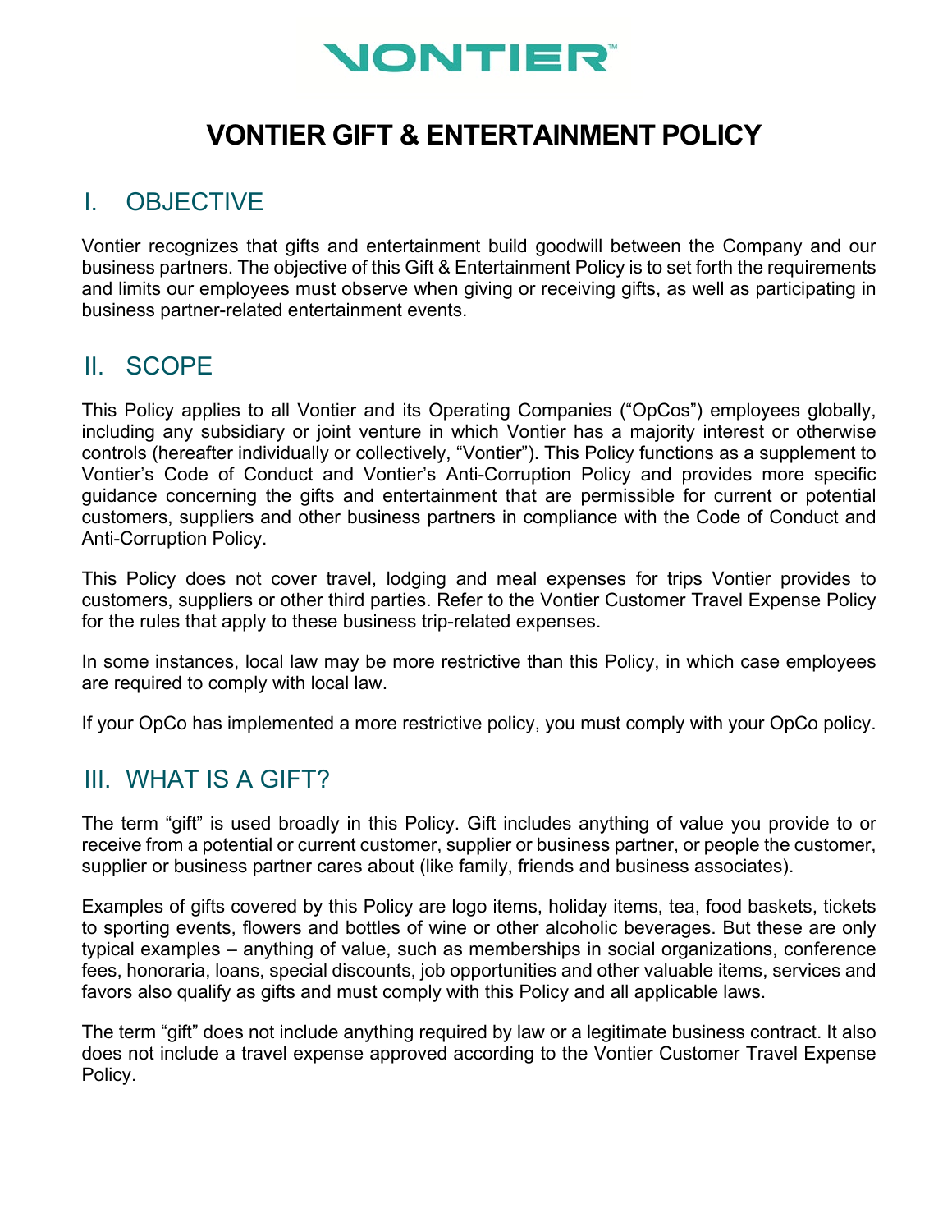# VONTIER GIFT & ENTERTAINMENT POLICY

## I. OBJECTIVE

Vontier recognizes that gifts and entertainment build goodwill between the Company and our business partners. The objective of this Gift & Entertainment Policy is to set forth the requirements and limits our employees must observe when giving or receiving gifts, as well as participating in business partner-related entertainment events.

## II. SCOPE

This Policy applies to all Vontier and its Operating Companies ("OpCos") employees globally, including any subsidiary or joint venture in which Vontier has a majority interest or otherwise controls (hereafter individually or collectively, "Vontier"). This Policy functions as a supplement to Vontier's Code of Conduct and Vontier's Anti-Corruption Policy and provides more specific guidance concerning the gifts and entertainment that are permissible for current or potential customers, suppliers and other business partners in compliance with the Code of Conduct and Anti-Corruption Policy.

This Policy does not cover travel, lodging and meal expenses for trips Vontier provides to customers, suppliers or other third parties. Refer to the Vontier Customer Travel Expense Policy for the rules that apply to these business trip-related expenses.

In some instances, local law may be more restrictive than this Policy, in which case employees are required to comply with local law.

If your OpCo has implemented a more restrictive policy, you must comply with your OpCo policy.

## III. WHAT IS A GIFT?

The term "gift" is used broadly in this Policy. Gift includes anything of value you provide to or receive from a potential or current customer, supplier or business partner, or people the customer, supplier or business partner cares about (like family, friends and business associates).

Examples of gifts covered by this Policy are logo items, holiday items, tea, food baskets, tickets to sporting events, flowers and bottles of wine or other alcoholic beverages. But these are only typical examples – anything of value, such as memberships in social organizations, conference fees, honoraria, loans, special discounts, job opportunities and other valuable items, services and favors also qualify as gifts and must comply with this Policy and all applicable laws.

The term "gift" does not include anything required by law or a legitimate business contract. It also does not include a travel expense approved according to the Vontier Customer Travel Expense Policy.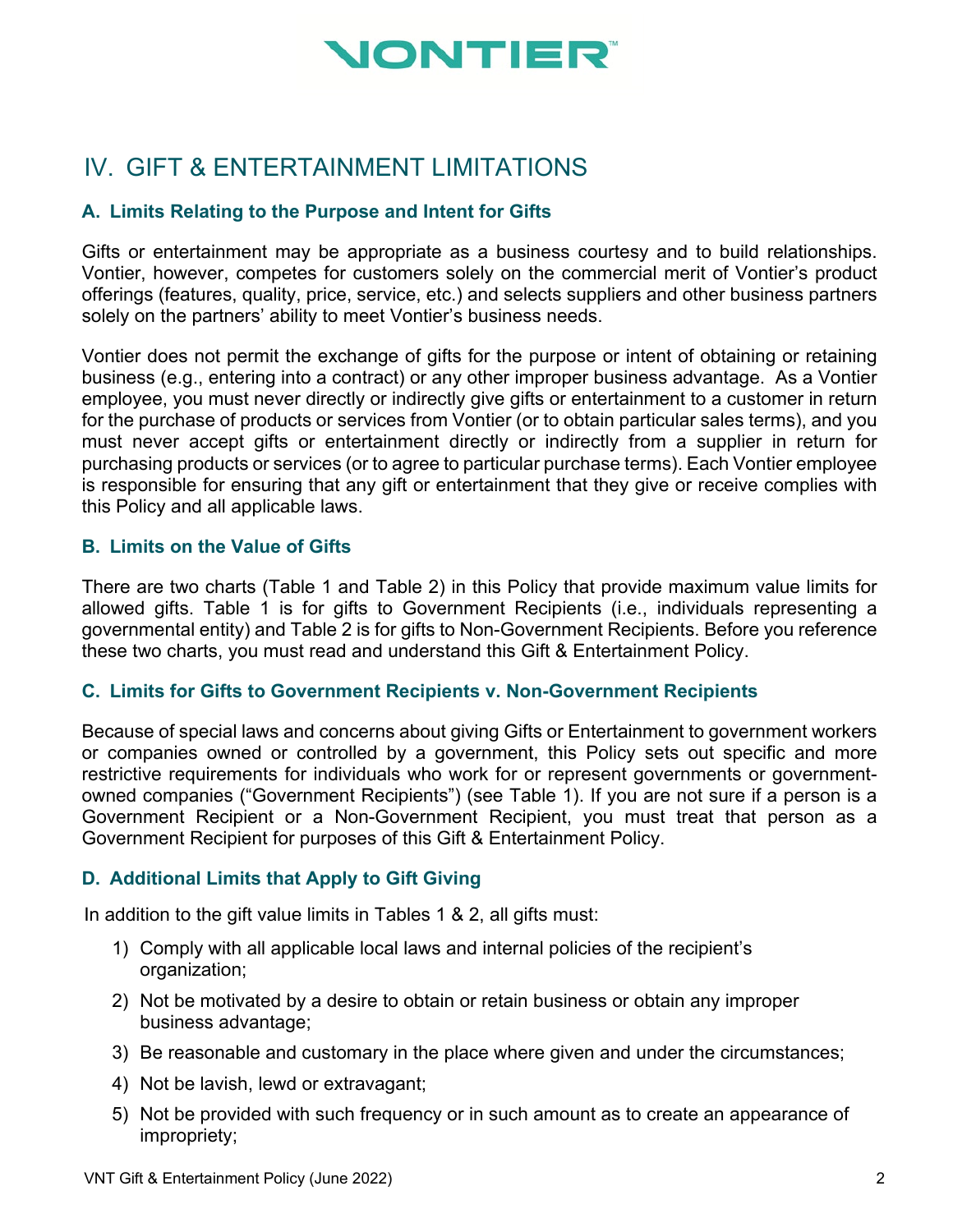## IV. GIFT & ENTERTAINMENT LIMITATIONS

### A. Limits Relating to the Purpose and Intent for Gifts

Gifts or entertainment may be appropriate as a business courtesy and to build relationships. Vontier, however, competes for customers solely on the commercial merit of Vontier's product offerings (features, quality, price, service, etc.) and selects suppliers and other business partners solely on the partners' ability to meet Vontier's business needs.

Vontier does not permit the exchange of gifts for the purpose or intent of obtaining or retaining business (e.g., entering into a contract) or any other improper business advantage. As a Vontier employee, you must never directly or indirectly give gifts or entertainment to a customer in return for the purchase of products or services from Vontier (or to obtain particular sales terms), and you must never accept gifts or entertainment directly or indirectly from a supplier in return for purchasing products or services (or to agree to particular purchase terms). Each Vontier employee is responsible for ensuring that any gift or entertainment that they give or receive complies with this Policy and all applicable laws.

### B. Limits on the Value of Gifts

There are two charts (Table 1 and Table 2) in this Policy that provide maximum value limits for allowed gifts. Table 1 is for gifts to Government Recipients (i.e., individuals representing a governmental entity) and Table 2 is for gifts to Non-Government Recipients. Before you reference these two charts, you must read and understand this Gift & Entertainment Policy.

### C. Limits for Gifts to Government Recipients v. Non-Government Recipients

Because of special laws and concerns about giving Gifts or Entertainment to government workers or companies owned or controlled by a government, this Policy sets out specific and more restrictive requirements for individuals who work for or represent governments or government-owned companies ("Government Recipients") (see Table 1). If you are not sure if a person is a Government Recipient or a Non-Government Recipient, you must treat that person as a Government Recipient for purposes of this Gift & Entertainment Policy.

### D. Additional Limits that Apply to Gift Giving

In addition to the gift value limits in Tables 1 & 2, all gifts must:

1) Comply with all applicable local laws and internal policies of the recipient's organization;
2) Not be motivated by a desire to obtain or retain business or obtain any improper business advantage;
3) Be reasonable and customary in the place where given and under the circumstances;
4) Not be lavish, lewd or extravagant;
5) Not be provided with such frequency or in such amount as to create an appearance of impropriety;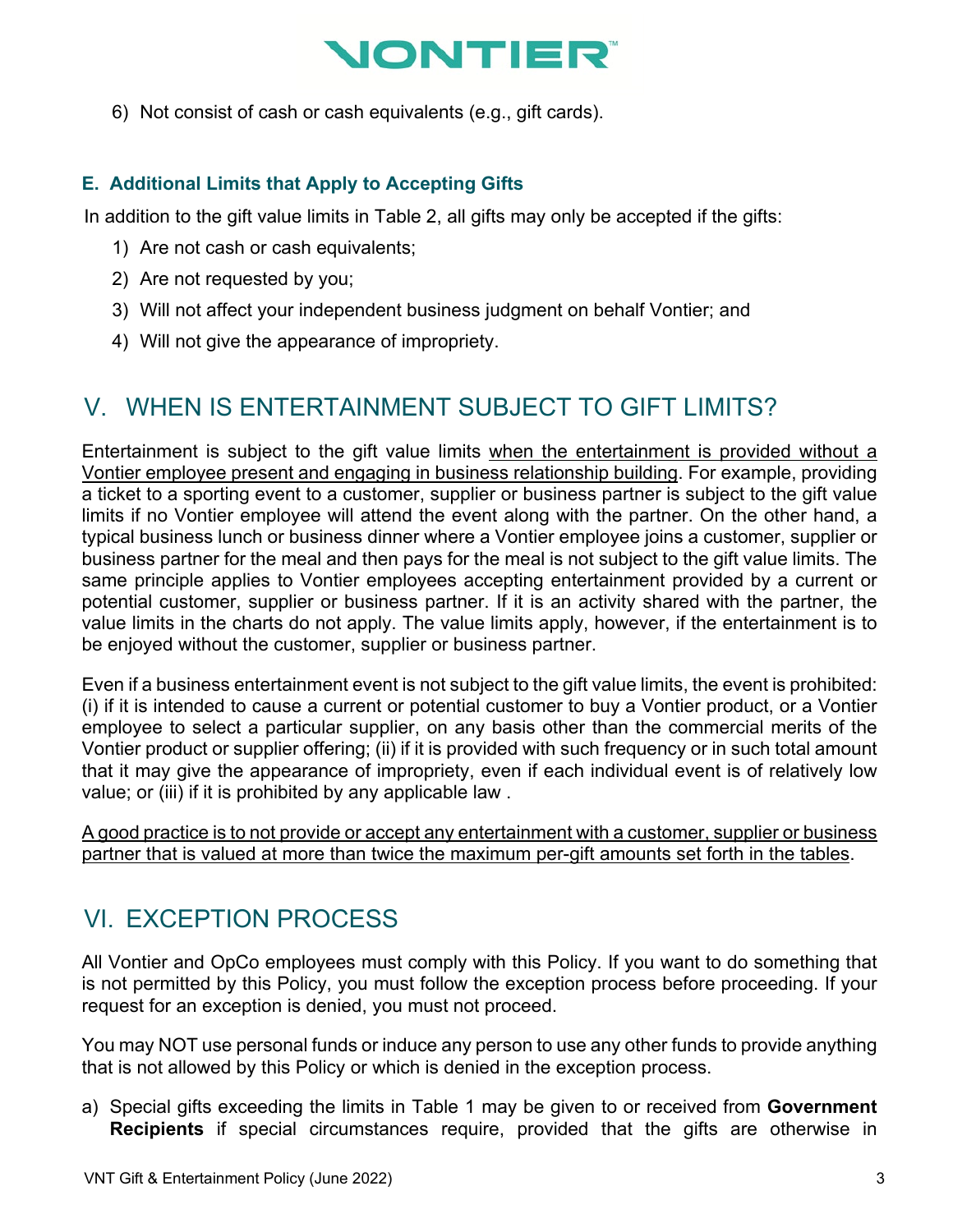6) Not consist of cash or cash equivalents (e.g., gift cards).

### E. Additional Limits that Apply to Accepting Gifts

In addition to the gift value limits in Table 2, all gifts may only be accepted if the gifts:

1) Are not cash or cash equivalents;
2) Are not requested by you;
3) Will not affect your independent business judgment on behalf Vontier; and
4) Will not give the appearance of impropriety.

## V. WHEN IS ENTERTAINMENT SUBJECT TO GIFT LIMITS?

Entertainment is subject to the gift value limits <u>when the entertainment is provided without a Vontier employee present and engaging in business relationship building</u>. For example, providing a ticket to a sporting event to a customer, supplier or business partner is subject to the gift value limits if no Vontier employee will attend the event along with the partner. On the other hand, a typical business lunch or business dinner where a Vontier employee joins a customer, supplier or business partner for the meal and then pays for the meal is not subject to the gift value limits. The same principle applies to Vontier employees accepting entertainment provided by a current or potential customer, supplier or business partner. If it is an activity shared with the partner, the value limits in the charts do not apply. The value limits apply, however, if the entertainment is to be enjoyed without the customer, supplier or business partner.

Even if a business entertainment event is not subject to the gift value limits, the event is prohibited: (i) if it is intended to cause a current or potential customer to buy a Vontier product, or a Vontier employee to select a particular supplier, on any basis other than the commercial merits of the Vontier product or supplier offering; (ii) if it is provided with such frequency or in such total amount that it may give the appearance of impropriety, even if each individual event is of relatively low value; or (iii) if it is prohibited by any applicable law .

<u>A good practice is to not provide or accept any entertainment with a customer, supplier or business partner that is valued at more than twice the maximum per-gift amounts set forth in the tables</u>.

## VI. EXCEPTION PROCESS

All Vontier and OpCo employees must comply with this Policy. If you want to do something that is not permitted by this Policy, you must follow the exception process before proceeding. If your request for an exception is denied, you must not proceed.

You may NOT use personal funds or induce any person to use any other funds to provide anything that is not allowed by this Policy or which is denied in the exception process.

a) Special gifts exceeding the limits in Table 1 may be given to or received from **Government Recipients** if special circumstances require, provided that the gifts are otherwise in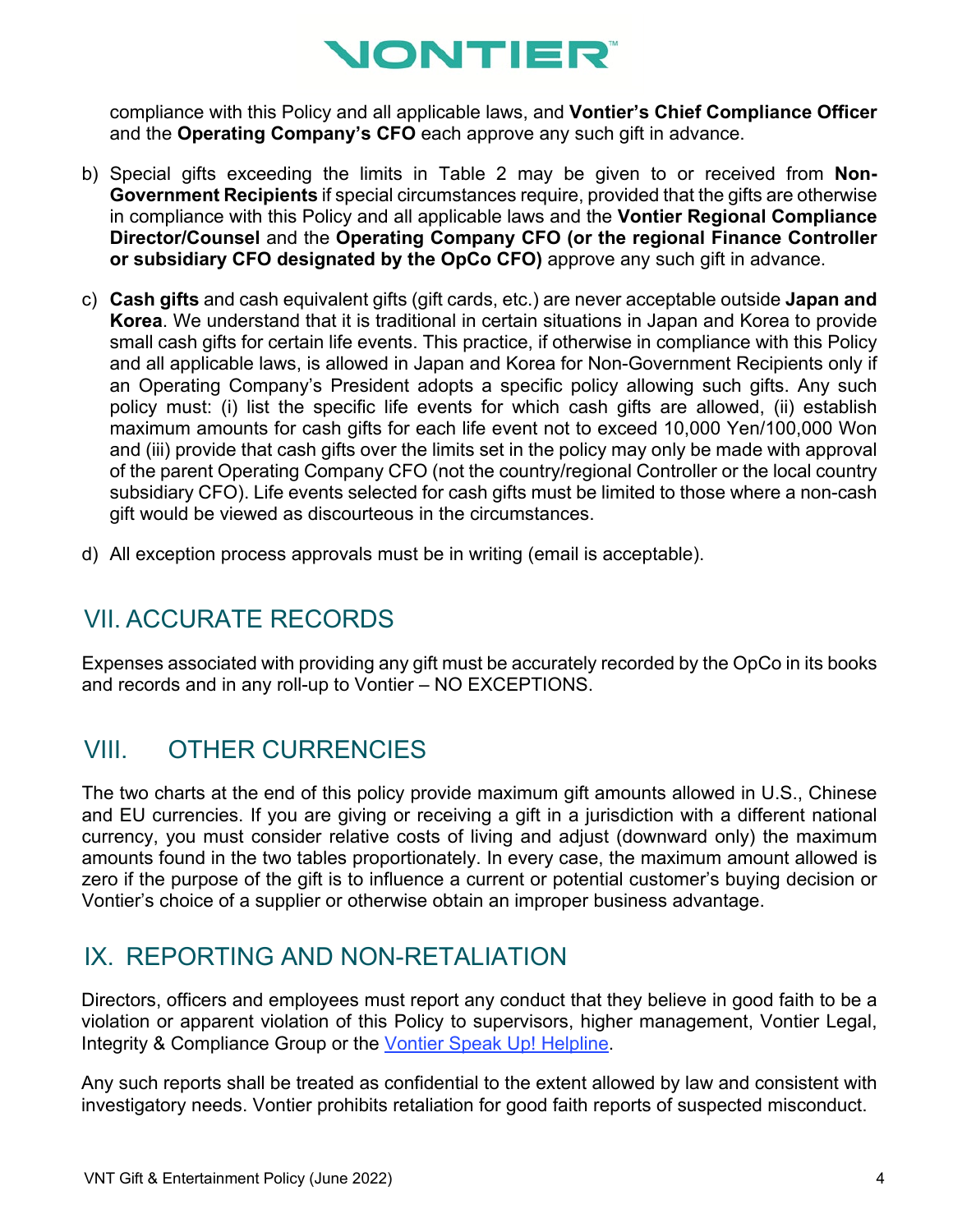compliance with this Policy and all applicable laws, and **Vontier's Chief Compliance Officer** and the **Operating Company's CFO** each approve any such gift in advance.

b) Special gifts exceeding the limits in Table 2 may be given to or received from **Non-Government Recipients** if special circumstances require, provided that the gifts are otherwise in compliance with this Policy and all applicable laws and the **Vontier Regional Compliance Director/Counsel** and the **Operating Company CFO (or the regional Finance Controller or subsidiary CFO designated by the OpCo CFO)** approve any such gift in advance.

c) **Cash gifts** and cash equivalent gifts (gift cards, etc.) are never acceptable outside **Japan and Korea**. We understand that it is traditional in certain situations in Japan and Korea to provide small cash gifts for certain life events. This practice, if otherwise in compliance with this Policy and all applicable laws, is allowed in Japan and Korea for Non-Government Recipients only if an Operating Company's President adopts a specific policy allowing such gifts. Any such policy must: (i) list the specific life events for which cash gifts are allowed, (ii) establish maximum amounts for cash gifts for each life event not to exceed 10,000 Yen/100,000 Won and (iii) provide that cash gifts over the limits set in the policy may only be made with approval of the parent Operating Company CFO (not the country/regional Controller or the local country subsidiary CFO). Life events selected for cash gifts must be limited to those where a non-cash gift would be viewed as discourteous in the circumstances.

d) All exception process approvals must be in writing (email is acceptable).

## VII. ACCURATE RECORDS

Expenses associated with providing any gift must be accurately recorded by the OpCo in its books and records and in any roll-up to Vontier – NO EXCEPTIONS.

## VIII. OTHER CURRENCIES

The two charts at the end of this policy provide maximum gift amounts allowed in U.S., Chinese and EU currencies. If you are giving or receiving a gift in a jurisdiction with a different national currency, you must consider relative costs of living and adjust (downward only) the maximum amounts found in the two tables proportionately. In every case, the maximum amount allowed is zero if the purpose of the gift is to influence a current or potential customer's buying decision or Vontier's choice of a supplier or otherwise obtain an improper business advantage.

## IX. REPORTING AND NON-RETALIATION

Directors, officers and employees must report any conduct that they believe in good faith to be a violation or apparent violation of this Policy to supervisors, higher management, Vontier Legal, Integrity & Compliance Group or the Vontier Speak Up! Helpline.

Any such reports shall be treated as confidential to the extent allowed by law and consistent with investigatory needs. Vontier prohibits retaliation for good faith reports of suspected misconduct.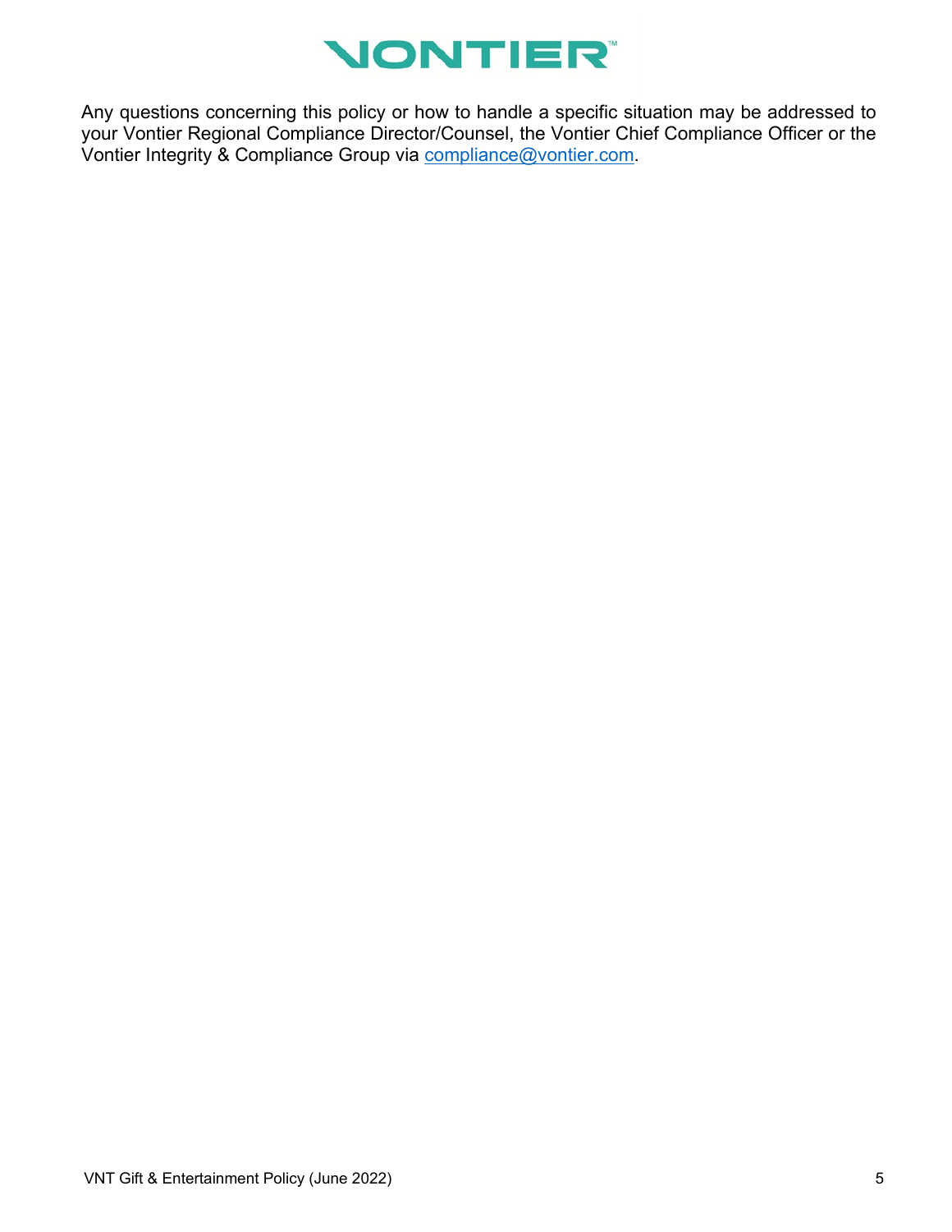Any questions concerning this policy or how to handle a specific situation may be addressed to your Vontier Regional Compliance Director/Counsel, the Vontier Chief Compliance Officer or the Vontier Integrity & Compliance Group via [compliance@vontier.com](mailto:compliance@vontier.com).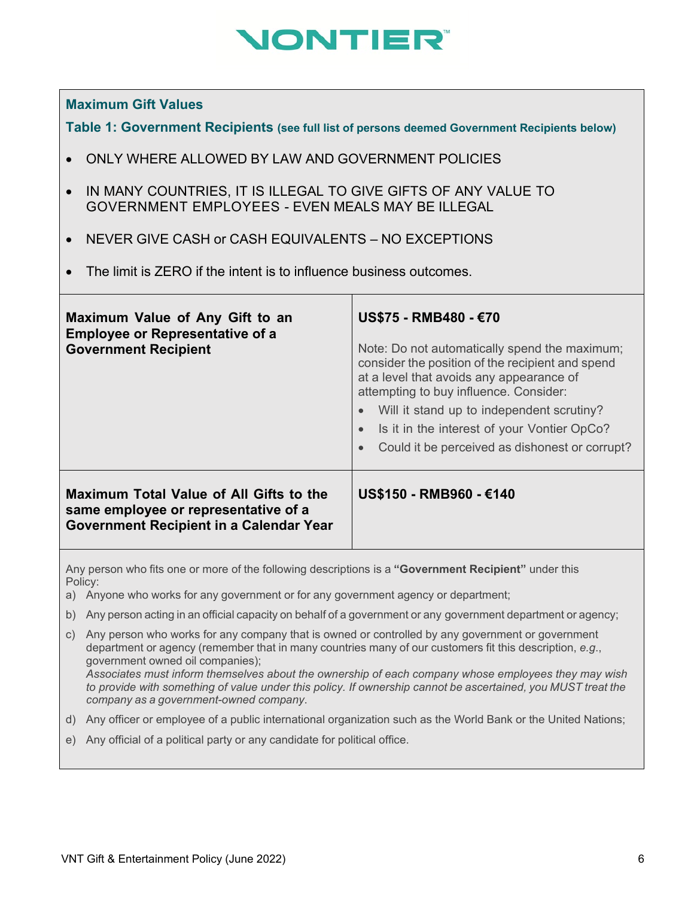### Maximum Gift Values

**Table 1: Government Recipients** **(see full list of persons deemed Government Recipients below)**

- ONLY WHERE ALLOWED BY LAW AND GOVERNMENT POLICIES
- IN MANY COUNTRIES, IT IS ILLEGAL TO GIVE GIFTS OF ANY VALUE TO GOVERNMENT EMPLOYEES - EVEN MEALS MAY BE ILLEGAL
- NEVER GIVE CASH or CASH EQUIVALENTS – NO EXCEPTIONS
- The limit is ZERO if the intent is to influence business outcomes.

| | |
|---|---|
| **Maximum Value of Any Gift to an Employee or Representative of a Government Recipient** | **US$75 - RMB480 - €70**<br><br>Note: Do not automatically spend the maximum; consider the position of the recipient and spend at a level that avoids any appearance of attempting to buy influence. Consider:<br>• Will it stand up to independent scrutiny?<br>• Is it in the interest of your Vontier OpCo?<br>• Could it be perceived as dishonest or corrupt? |
| **Maximum Total Value of All Gifts to the same employee or representative of a Government Recipient in a Calendar Year** | **US$150 - RMB960 - €140** |

Any person who fits one or more of the following descriptions is a **"Government Recipient"** under this Policy:

a) Anyone who works for any government or for any government agency or department;

b) Any person acting in an official capacity on behalf of a government or any government department or agency;

c) Any person who works for any company that is owned or controlled by any government or government department or agency (remember that in many countries many of our customers fit this description, *e.g.*, government owned oil companies);
*Associates must inform themselves about the ownership of each company whose employees they may wish to provide with something of value under this policy. If ownership cannot be ascertained, you MUST treat the company as a government-owned company.*

d) Any officer or employee of a public international organization such as the World Bank or the United Nations;

e) Any official of a political party or any candidate for political office.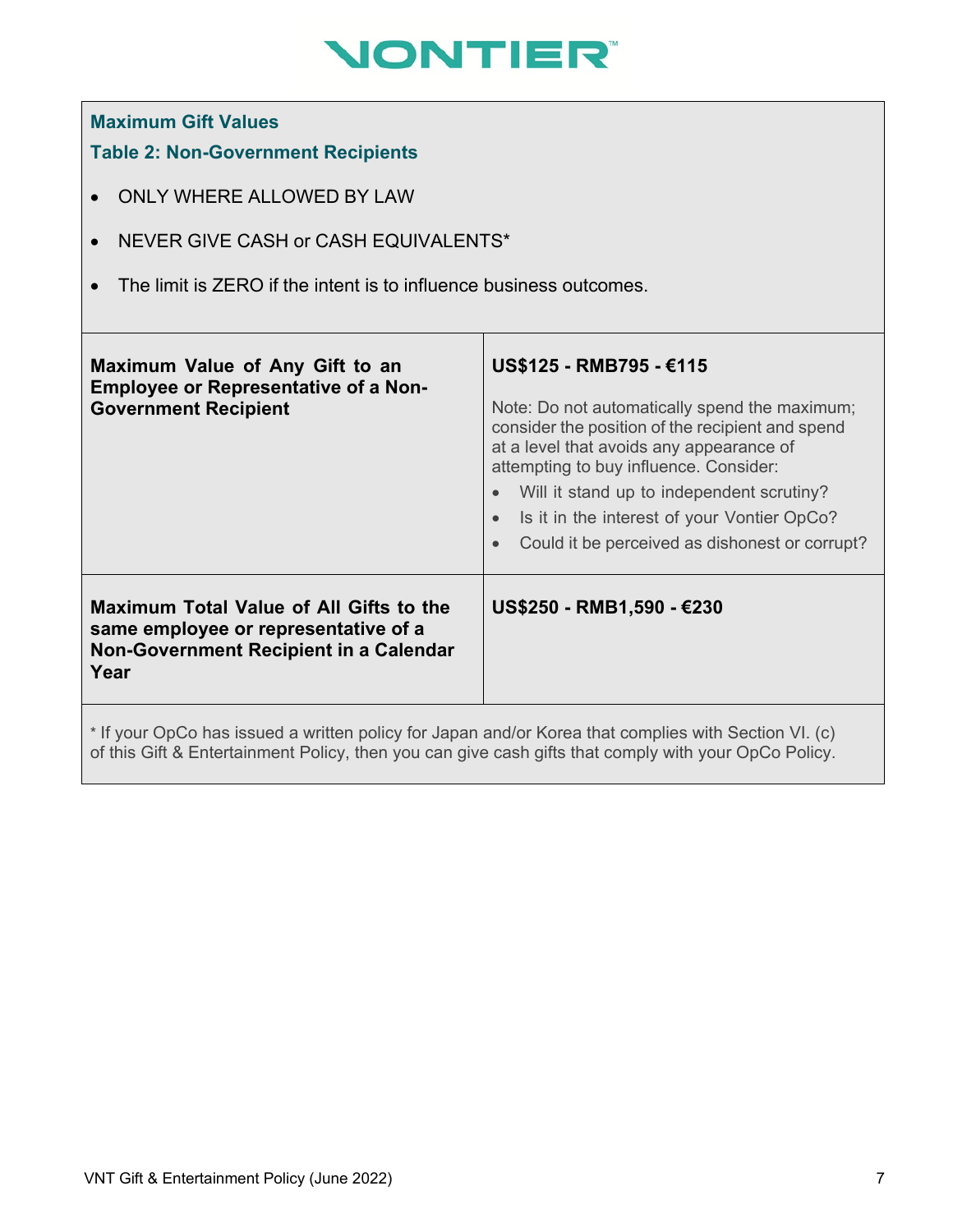### Maximum Gift Values

### Table 2: Non-Government Recipients

- ONLY WHERE ALLOWED BY LAW
- NEVER GIVE CASH or CASH EQUIVALENTS*
- The limit is ZERO if the intent is to influence business outcomes.

| | |
|---|---|
| **Maximum Value of Any Gift to an Employee or Representative of a Non-Government Recipient** | **US$125 - RMB795 - €115**<br><br>Note: Do not automatically spend the maximum; consider the position of the recipient and spend at a level that avoids any appearance of attempting to buy influence. Consider:<br>• Will it stand up to independent scrutiny?<br>• Is it in the interest of your Vontier OpCo?<br>• Could it be perceived as dishonest or corrupt? |
| **Maximum Total Value of All Gifts to the same employee or representative of a Non-Government Recipient in a Calendar Year** | **US$250 - RMB1,590 - €230** |

* If your OpCo has issued a written policy for Japan and/or Korea that complies with Section VI. (c) of this Gift & Entertainment Policy, then you can give cash gifts that comply with your OpCo Policy.